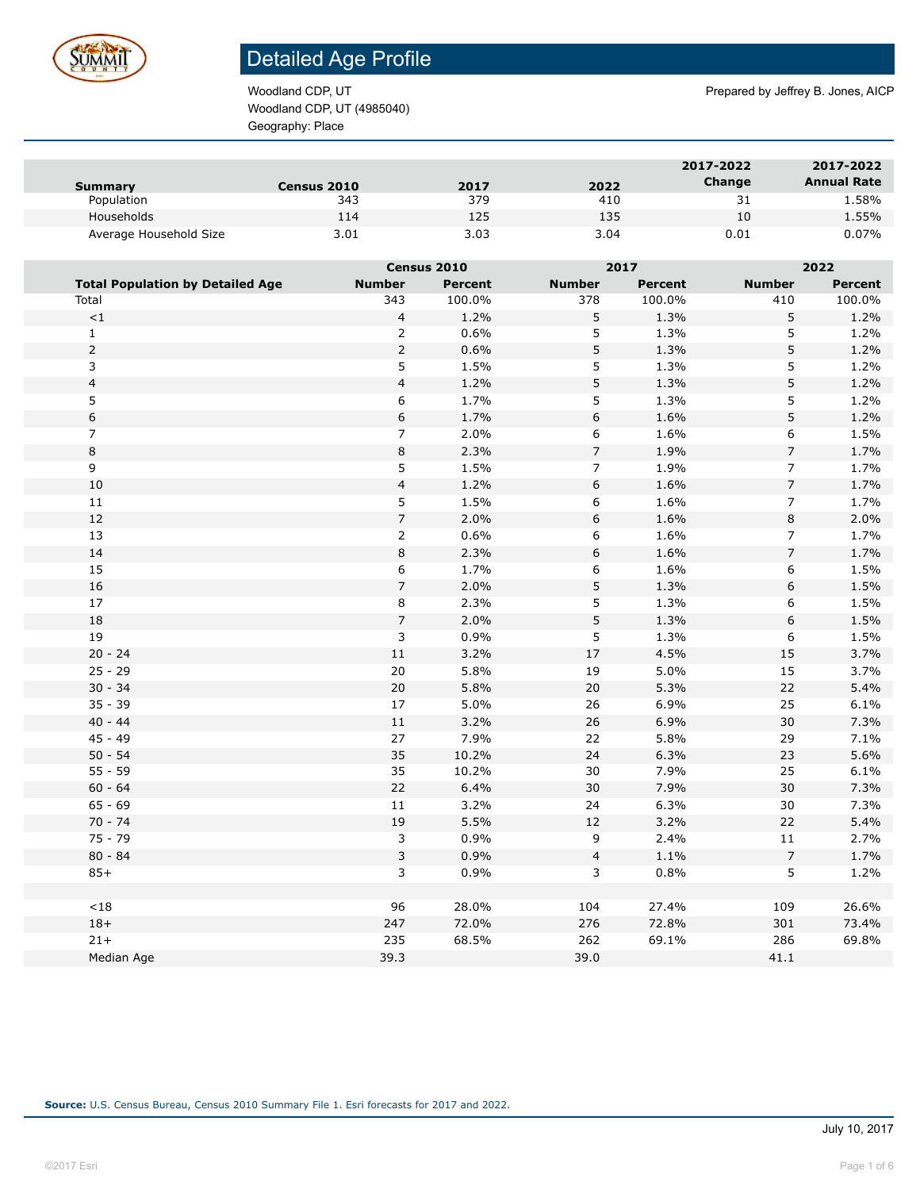# Detailed Age Profile

Woodland CDP, UT
Woodland CDP, UT (4985040)
Geography: Place

Prepared by Jeffrey B. Jones, AICP

| Summary | Census 2010 | 2017 | 2022 | 2017-2022 Change | 2017-2022 Annual Rate |
|---|---|---|---|---|---|
| Population | 343 | 379 | 410 | 31 | 1.58% |
| Households | 114 | 125 | 135 | 10 | 1.55% |
| Average Household Size | 3.01 | 3.03 | 3.04 | 0.01 | 0.07% |

| | Census 2010 | | 2017 | | 2022 | |
|---|---|---|---|---|---|---|
| **Total Population by Detailed Age** | **Number** | **Percent** | **Number** | **Percent** | **Number** | **Percent** |
| Total | 343 | 100.0% | 378 | 100.0% | 410 | 100.0% |
| <1 | 4 | 1.2% | 5 | 1.3% | 5 | 1.2% |
| 1 | 2 | 0.6% | 5 | 1.3% | 5 | 1.2% |
| 2 | 2 | 0.6% | 5 | 1.3% | 5 | 1.2% |
| 3 | 5 | 1.5% | 5 | 1.3% | 5 | 1.2% |
| 4 | 4 | 1.2% | 5 | 1.3% | 5 | 1.2% |
| 5 | 6 | 1.7% | 5 | 1.3% | 5 | 1.2% |
| 6 | 6 | 1.7% | 6 | 1.6% | 5 | 1.2% |
| 7 | 7 | 2.0% | 6 | 1.6% | 6 | 1.5% |
| 8 | 8 | 2.3% | 7 | 1.9% | 7 | 1.7% |
| 9 | 5 | 1.5% | 7 | 1.9% | 7 | 1.7% |
| 10 | 4 | 1.2% | 6 | 1.6% | 7 | 1.7% |
| 11 | 5 | 1.5% | 6 | 1.6% | 7 | 1.7% |
| 12 | 7 | 2.0% | 6 | 1.6% | 8 | 2.0% |
| 13 | 2 | 0.6% | 6 | 1.6% | 7 | 1.7% |
| 14 | 8 | 2.3% | 6 | 1.6% | 7 | 1.7% |
| 15 | 6 | 1.7% | 6 | 1.6% | 6 | 1.5% |
| 16 | 7 | 2.0% | 5 | 1.3% | 6 | 1.5% |
| 17 | 8 | 2.3% | 5 | 1.3% | 6 | 1.5% |
| 18 | 7 | 2.0% | 5 | 1.3% | 6 | 1.5% |
| 19 | 3 | 0.9% | 5 | 1.3% | 6 | 1.5% |
| 20 - 24 | 11 | 3.2% | 17 | 4.5% | 15 | 3.7% |
| 25 - 29 | 20 | 5.8% | 19 | 5.0% | 15 | 3.7% |
| 30 - 34 | 20 | 5.8% | 20 | 5.3% | 22 | 5.4% |
| 35 - 39 | 17 | 5.0% | 26 | 6.9% | 25 | 6.1% |
| 40 - 44 | 11 | 3.2% | 26 | 6.9% | 30 | 7.3% |
| 45 - 49 | 27 | 7.9% | 22 | 5.8% | 29 | 7.1% |
| 50 - 54 | 35 | 10.2% | 24 | 6.3% | 23 | 5.6% |
| 55 - 59 | 35 | 10.2% | 30 | 7.9% | 25 | 6.1% |
| 60 - 64 | 22 | 6.4% | 30 | 7.9% | 30 | 7.3% |
| 65 - 69 | 11 | 3.2% | 24 | 6.3% | 30 | 7.3% |
| 70 - 74 | 19 | 5.5% | 12 | 3.2% | 22 | 5.4% |
| 75 - 79 | 3 | 0.9% | 9 | 2.4% | 11 | 2.7% |
| 80 - 84 | 3 | 0.9% | 4 | 1.1% | 7 | 1.7% |
| 85+ | 3 | 0.9% | 3 | 0.8% | 5 | 1.2% |
| | | | | | | |
| <18 | 96 | 28.0% | 104 | 27.4% | 109 | 26.6% |
| 18+ | 247 | 72.0% | 276 | 72.8% | 301 | 73.4% |
| 21+ | 235 | 68.5% | 262 | 69.1% | 286 | 69.8% |
| Median Age | 39.3 | | 39.0 | | 41.1 | |

**Source:** U.S. Census Bureau, Census 2010 Summary File 1. Esri forecasts for 2017 and 2022.

July 10, 2017

©2017 Esri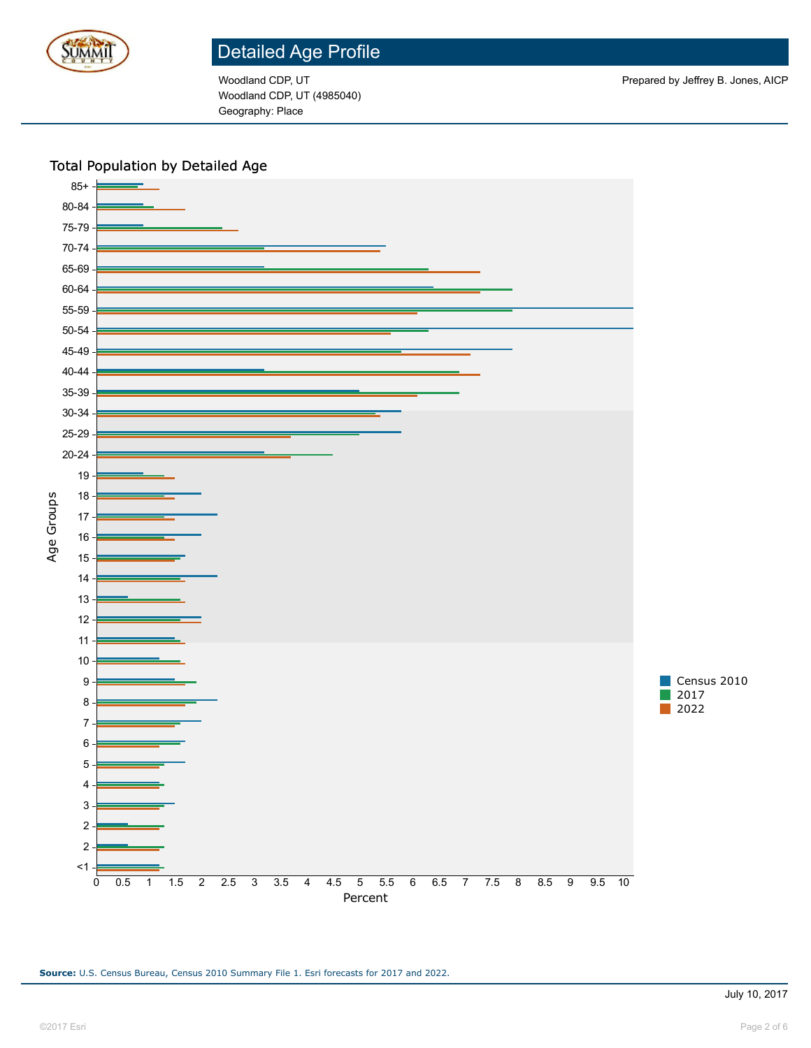# Detailed Age Profile

Woodland CDP, UT
Woodland CDP, UT (4985040)
Geography: Place

Prepared by Jeffrey B. Jones, AICP

## Total Population by Detailed Age

Age Groups: 85+, 80-84, 75-79, 70-74, 65-69, 60-64, 55-59, 50-54, 45-49, 40-44, 35-39, 30-34, 25-29, 20-24, 19, 18, 17, 16, 15, 14, 13, 12, 11, 10, 9, 8, 7, 6, 5, 4, 3, 2, 2, <1

Percent: 0, 0.5, 1, 1.5, 2, 2.5, 3, 3.5, 4, 4.5, 5, 5.5, 6, 6.5, 7, 7.5, 8, 8.5, 9, 9.5, 10

Legend: Census 2010, 2017, 2022

**Source:** U.S. Census Bureau, Census 2010 Summary File 1. Esri forecasts for 2017 and 2022.

July 10, 2017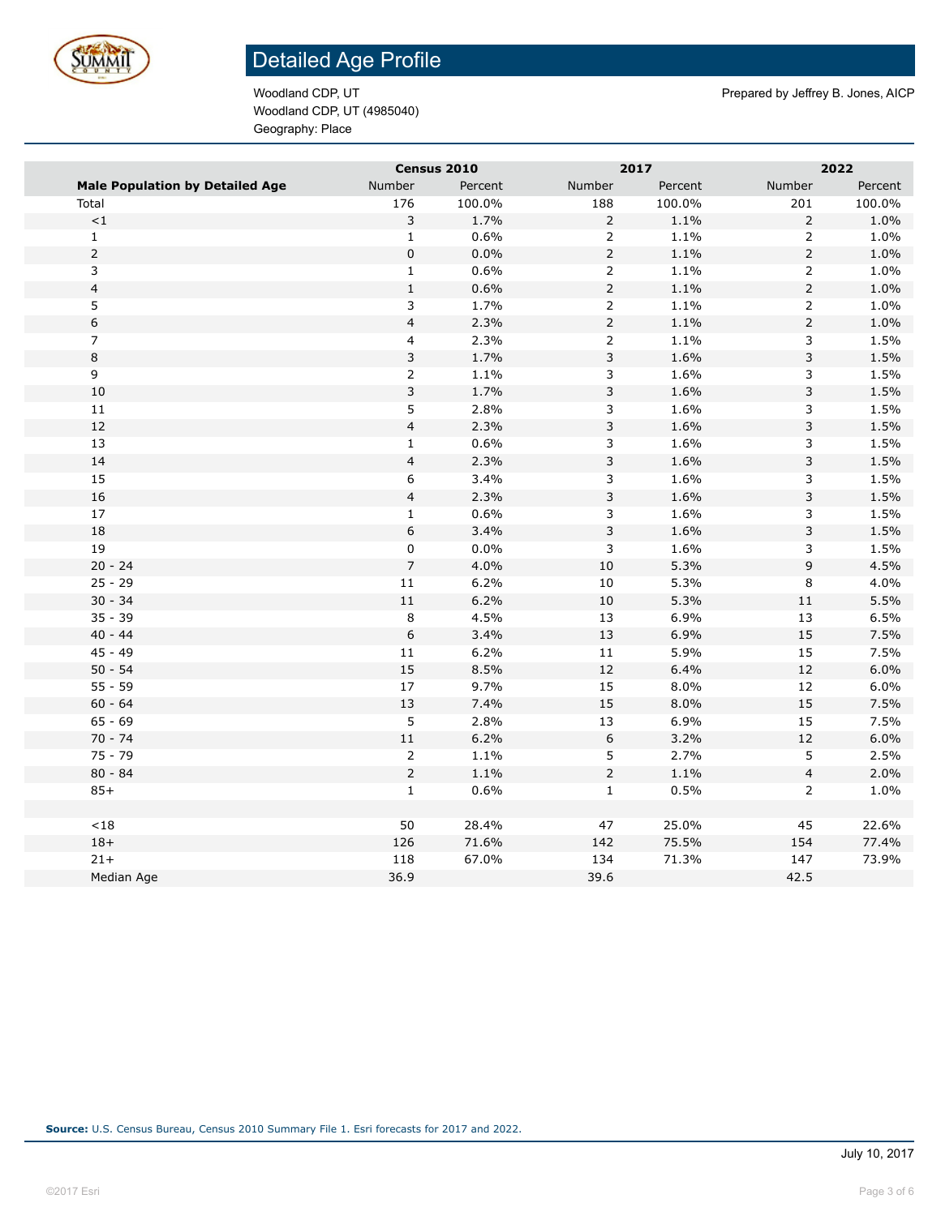# Detailed Age Profile

Woodland CDP, UT
Woodland CDP, UT (4985040)
Geography: Place

Prepared by Jeffrey B. Jones, AICP

| | Census 2010 | | 2017 | | 2022 | |
|---|---|---|---|---|---|---|
| **Male Population by Detailed Age** | Number | Percent | Number | Percent | Number | Percent |
| Total | 176 | 100.0% | 188 | 100.0% | 201 | 100.0% |
| <1 | 3 | 1.7% | 2 | 1.1% | 2 | 1.0% |
| 1 | 1 | 0.6% | 2 | 1.1% | 2 | 1.0% |
| 2 | 0 | 0.0% | 2 | 1.1% | 2 | 1.0% |
| 3 | 1 | 0.6% | 2 | 1.1% | 2 | 1.0% |
| 4 | 1 | 0.6% | 2 | 1.1% | 2 | 1.0% |
| 5 | 3 | 1.7% | 2 | 1.1% | 2 | 1.0% |
| 6 | 4 | 2.3% | 2 | 1.1% | 2 | 1.0% |
| 7 | 4 | 2.3% | 2 | 1.1% | 3 | 1.5% |
| 8 | 3 | 1.7% | 3 | 1.6% | 3 | 1.5% |
| 9 | 2 | 1.1% | 3 | 1.6% | 3 | 1.5% |
| 10 | 3 | 1.7% | 3 | 1.6% | 3 | 1.5% |
| 11 | 5 | 2.8% | 3 | 1.6% | 3 | 1.5% |
| 12 | 4 | 2.3% | 3 | 1.6% | 3 | 1.5% |
| 13 | 1 | 0.6% | 3 | 1.6% | 3 | 1.5% |
| 14 | 4 | 2.3% | 3 | 1.6% | 3 | 1.5% |
| 15 | 6 | 3.4% | 3 | 1.6% | 3 | 1.5% |
| 16 | 4 | 2.3% | 3 | 1.6% | 3 | 1.5% |
| 17 | 1 | 0.6% | 3 | 1.6% | 3 | 1.5% |
| 18 | 6 | 3.4% | 3 | 1.6% | 3 | 1.5% |
| 19 | 0 | 0.0% | 3 | 1.6% | 3 | 1.5% |
| 20 - 24 | 7 | 4.0% | 10 | 5.3% | 9 | 4.5% |
| 25 - 29 | 11 | 6.2% | 10 | 5.3% | 8 | 4.0% |
| 30 - 34 | 11 | 6.2% | 10 | 5.3% | 11 | 5.5% |
| 35 - 39 | 8 | 4.5% | 13 | 6.9% | 13 | 6.5% |
| 40 - 44 | 6 | 3.4% | 13 | 6.9% | 15 | 7.5% |
| 45 - 49 | 11 | 6.2% | 11 | 5.9% | 15 | 7.5% |
| 50 - 54 | 15 | 8.5% | 12 | 6.4% | 12 | 6.0% |
| 55 - 59 | 17 | 9.7% | 15 | 8.0% | 12 | 6.0% |
| 60 - 64 | 13 | 7.4% | 15 | 8.0% | 15 | 7.5% |
| 65 - 69 | 5 | 2.8% | 13 | 6.9% | 15 | 7.5% |
| 70 - 74 | 11 | 6.2% | 6 | 3.2% | 12 | 6.0% |
| 75 - 79 | 2 | 1.1% | 5 | 2.7% | 5 | 2.5% |
| 80 - 84 | 2 | 1.1% | 2 | 1.1% | 4 | 2.0% |
| 85+ | 1 | 0.6% | 1 | 0.5% | 2 | 1.0% |
| | | | | | | |
| <18 | 50 | 28.4% | 47 | 25.0% | 45 | 22.6% |
| 18+ | 126 | 71.6% | 142 | 75.5% | 154 | 77.4% |
| 21+ | 118 | 67.0% | 134 | 71.3% | 147 | 73.9% |
| Median Age | 36.9 | | 39.6 | | 42.5 | |

**Source:** U.S. Census Bureau, Census 2010 Summary File 1. Esri forecasts for 2017 and 2022.

July 10, 2017

©2017 Esri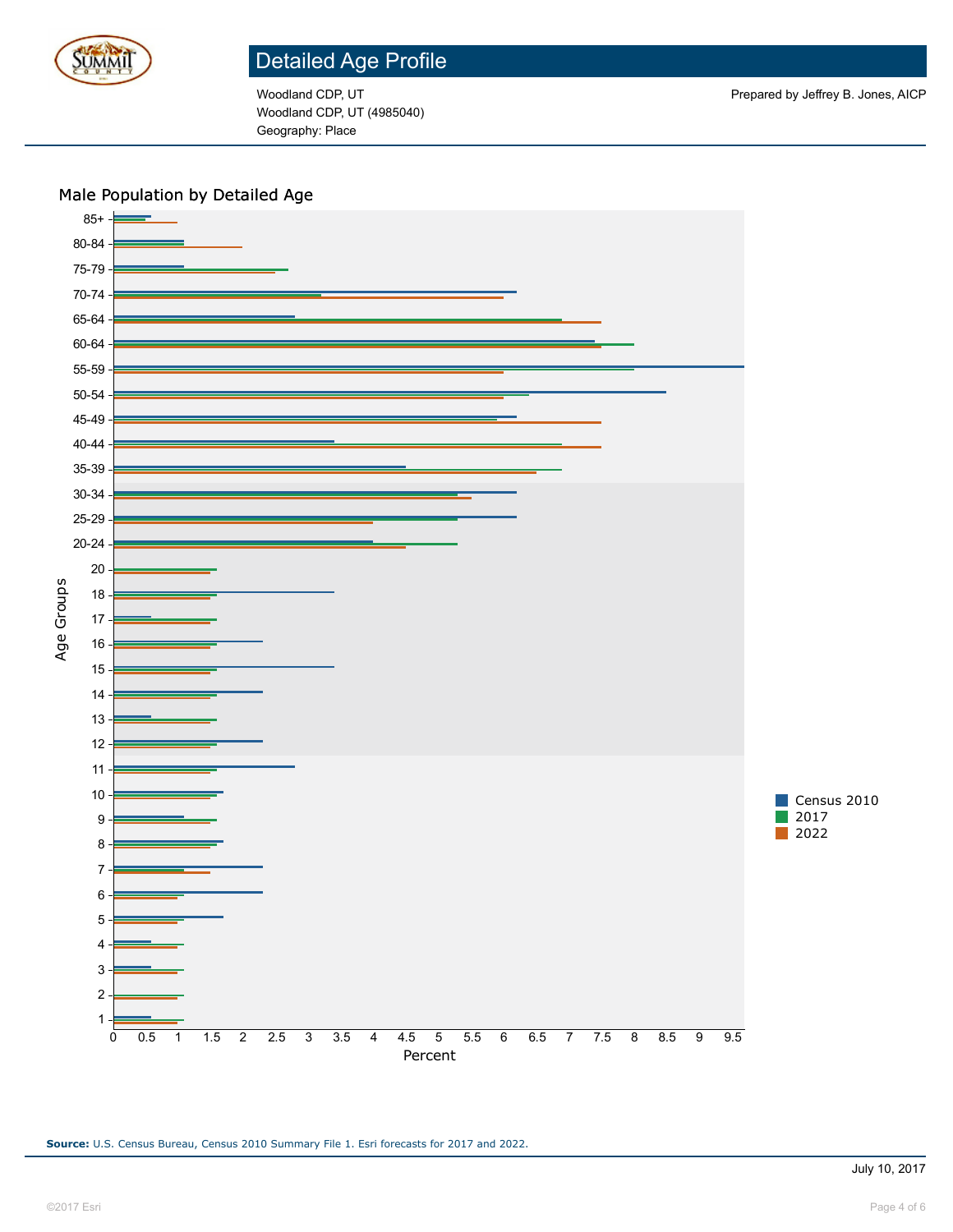# Detailed Age Profile

Woodland CDP, UT
Woodland CDP, UT (4985040)
Geography: Place

Prepared by Jeffrey B. Jones, AICP

## Male Population by Detailed Age

Age Groups: 85+, 80-84, 75-79, 70-74, 65-64, 60-64, 55-59, 50-54, 45-49, 40-44, 35-39, 30-34, 25-29, 20-24, 20, 18, 17, 16, 15, 14, 13, 12, 11, 10, 9, 8, 7, 6, 5, 4, 3, 2, 1

Percent: 0, 0.5, 1, 1.5, 2, 2.5, 3, 3.5, 4, 4.5, 5, 5.5, 6, 6.5, 7, 7.5, 8, 8.5, 9, 9.5

Legend: Census 2010, 2017, 2022

**Source:** U.S. Census Bureau, Census 2010 Summary File 1. Esri forecasts for 2017 and 2022.

July 10, 2017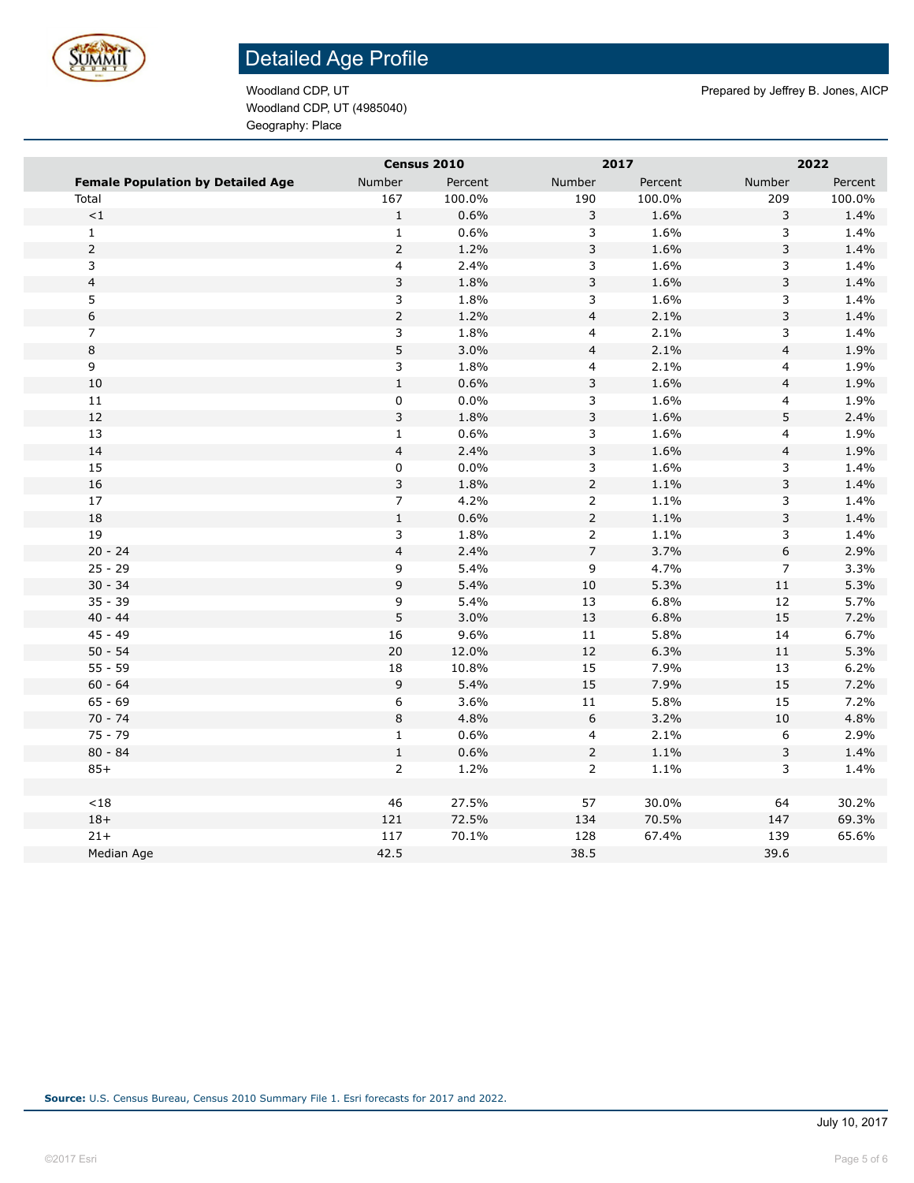# Detailed Age Profile

Woodland CDP, UT
Woodland CDP, UT (4985040)
Geography: Place

Prepared by Jeffrey B. Jones, AICP

| | Census 2010 | | 2017 | | 2022 | |
|---|---|---|---|---|---|---|
| **Female Population by Detailed Age** | Number | Percent | Number | Percent | Number | Percent |
| Total | 167 | 100.0% | 190 | 100.0% | 209 | 100.0% |
| <1 | 1 | 0.6% | 3 | 1.6% | 3 | 1.4% |
| 1 | 1 | 0.6% | 3 | 1.6% | 3 | 1.4% |
| 2 | 2 | 1.2% | 3 | 1.6% | 3 | 1.4% |
| 3 | 4 | 2.4% | 3 | 1.6% | 3 | 1.4% |
| 4 | 3 | 1.8% | 3 | 1.6% | 3 | 1.4% |
| 5 | 3 | 1.8% | 3 | 1.6% | 3 | 1.4% |
| 6 | 2 | 1.2% | 4 | 2.1% | 3 | 1.4% |
| 7 | 3 | 1.8% | 4 | 2.1% | 3 | 1.4% |
| 8 | 5 | 3.0% | 4 | 2.1% | 4 | 1.9% |
| 9 | 3 | 1.8% | 4 | 2.1% | 4 | 1.9% |
| 10 | 1 | 0.6% | 3 | 1.6% | 4 | 1.9% |
| 11 | 0 | 0.0% | 3 | 1.6% | 4 | 1.9% |
| 12 | 3 | 1.8% | 3 | 1.6% | 5 | 2.4% |
| 13 | 1 | 0.6% | 3 | 1.6% | 4 | 1.9% |
| 14 | 4 | 2.4% | 3 | 1.6% | 4 | 1.9% |
| 15 | 0 | 0.0% | 3 | 1.6% | 3 | 1.4% |
| 16 | 3 | 1.8% | 2 | 1.1% | 3 | 1.4% |
| 17 | 7 | 4.2% | 2 | 1.1% | 3 | 1.4% |
| 18 | 1 | 0.6% | 2 | 1.1% | 3 | 1.4% |
| 19 | 3 | 1.8% | 2 | 1.1% | 3 | 1.4% |
| 20 - 24 | 4 | 2.4% | 7 | 3.7% | 6 | 2.9% |
| 25 - 29 | 9 | 5.4% | 9 | 4.7% | 7 | 3.3% |
| 30 - 34 | 9 | 5.4% | 10 | 5.3% | 11 | 5.3% |
| 35 - 39 | 9 | 5.4% | 13 | 6.8% | 12 | 5.7% |
| 40 - 44 | 5 | 3.0% | 13 | 6.8% | 15 | 7.2% |
| 45 - 49 | 16 | 9.6% | 11 | 5.8% | 14 | 6.7% |
| 50 - 54 | 20 | 12.0% | 12 | 6.3% | 11 | 5.3% |
| 55 - 59 | 18 | 10.8% | 15 | 7.9% | 13 | 6.2% |
| 60 - 64 | 9 | 5.4% | 15 | 7.9% | 15 | 7.2% |
| 65 - 69 | 6 | 3.6% | 11 | 5.8% | 15 | 7.2% |
| 70 - 74 | 8 | 4.8% | 6 | 3.2% | 10 | 4.8% |
| 75 - 79 | 1 | 0.6% | 4 | 2.1% | 6 | 2.9% |
| 80 - 84 | 1 | 0.6% | 2 | 1.1% | 3 | 1.4% |
| 85+ | 2 | 1.2% | 2 | 1.1% | 3 | 1.4% |
| | | | | | | |
| <18 | 46 | 27.5% | 57 | 30.0% | 64 | 30.2% |
| 18+ | 121 | 72.5% | 134 | 70.5% | 147 | 69.3% |
| 21+ | 117 | 70.1% | 128 | 67.4% | 139 | 65.6% |
| Median Age | 42.5 | | 38.5 | | 39.6 | |

**Source:** U.S. Census Bureau, Census 2010 Summary File 1. Esri forecasts for 2017 and 2022.

July 10, 2017

©2017 Esri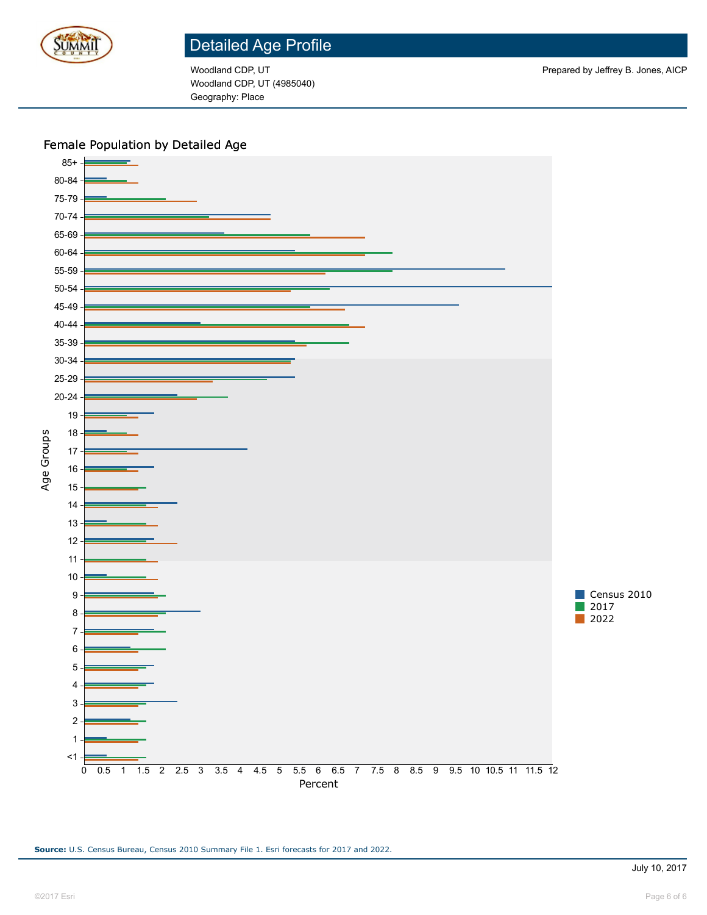# Detailed Age Profile

Woodland CDP, UT
Woodland CDP, UT (4985040)
Geography: Place

Prepared by Jeffrey B. Jones, AICP

## Female Population by Detailed Age

Age Groups: 85+, 80-84, 75-79, 70-74, 65-69, 60-64, 55-59, 50-54, 45-49, 40-44, 35-39, 30-34, 25-29, 20-24, 19, 18, 17, 16, 15, 14, 13, 12, 11, 10, 9, 8, 7, 6, 5, 4, 3, 2, 1, <1

Percent: 0, 0.5, 1, 1.5, 2, 2.5, 3, 3.5, 4, 4.5, 5, 5.5, 6, 6.5, 7, 7.5, 8, 8.5, 9, 9.5, 10, 10.5, 11, 11.5, 12

Census 2010
2017
2022

**Source:** U.S. Census Bureau, Census 2010 Summary File 1. Esri forecasts for 2017 and 2022.

July 10, 2017

©2017 Esri